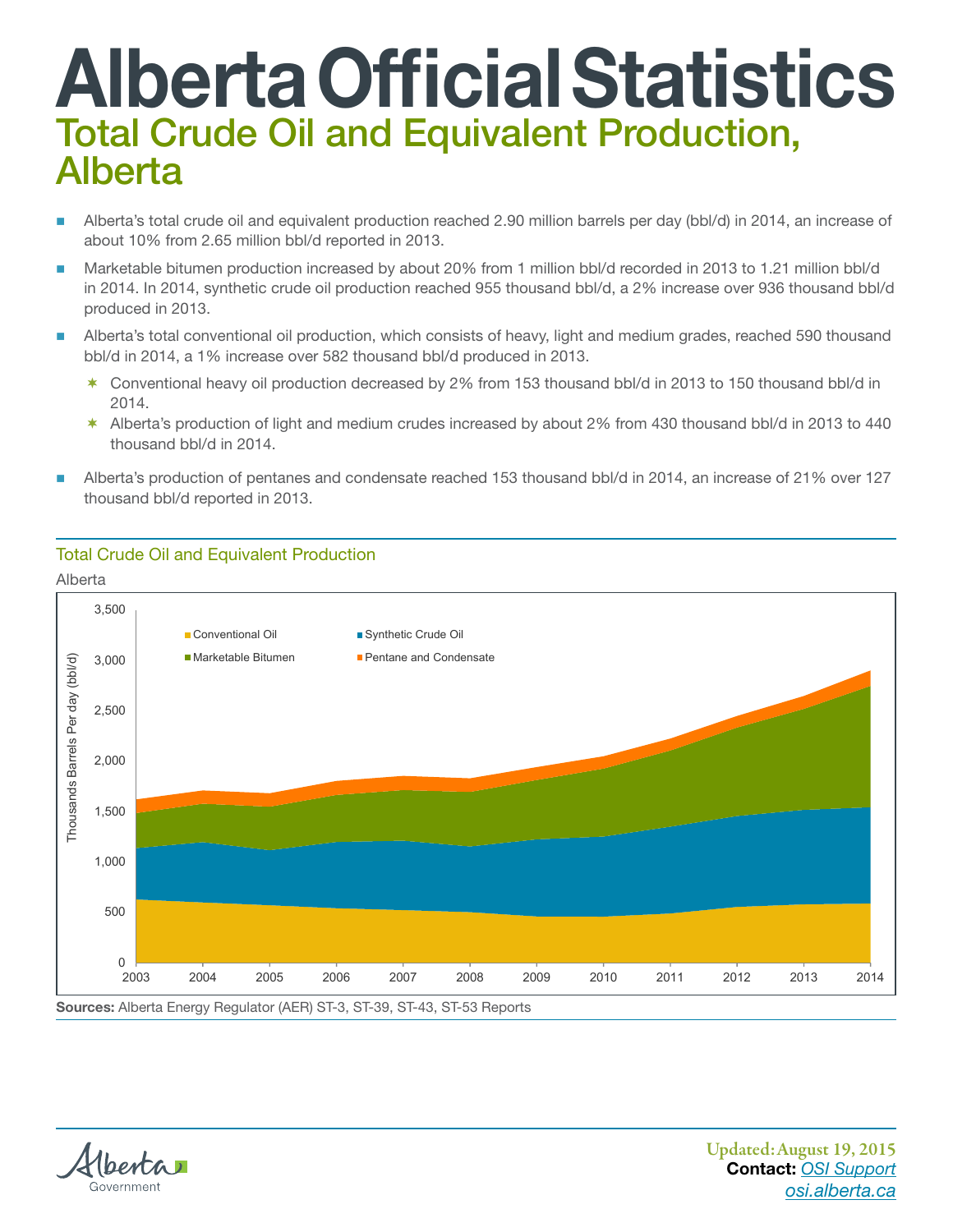# Alberta Official Statistics

## Total Crude Oil and Equivalent Production, Alberta

- Alberta's total crude oil and equivalent production reached 2.90 million barrels per day (bbl/d) in 2014, an increase of about 10% from 2.65 million bbl/d reported in 2013.
- Marketable bitumen production increased by about 20% from 1 million bbl/d recorded in 2013 to 1.21 million bbl/d in 2014. In 2014, synthetic crude oil production reached 955 thousand bbl/d, a 2% increase over 936 thousand bbl/d produced in 2013.
- Alberta's total conventional oil production, which consists of heavy, light and medium grades, reached 590 thousand bbl/d in 2014, a 1% increase over 582 thousand bbl/d produced in 2013.
  - Conventional heavy oil production decreased by 2% from 153 thousand bbl/d in 2013 to 150 thousand bbl/d in 2014.
  - Alberta's production of light and medium crudes increased by about 2% from 430 thousand bbl/d in 2013 to 440 thousand bbl/d in 2014.
- Alberta's production of pentanes and condensate reached 153 thousand bbl/d in 2014, an increase of 21% over 127 thousand bbl/d reported in 2013.

### Total Crude Oil and Equivalent Production

Alberta

**Sources:** Alberta Energy Regulator (AER) ST-3, ST-39, ST-43, ST-53 Reports

Updated: August 19, 2015

**Contact:** OSI Support

osi.alberta.ca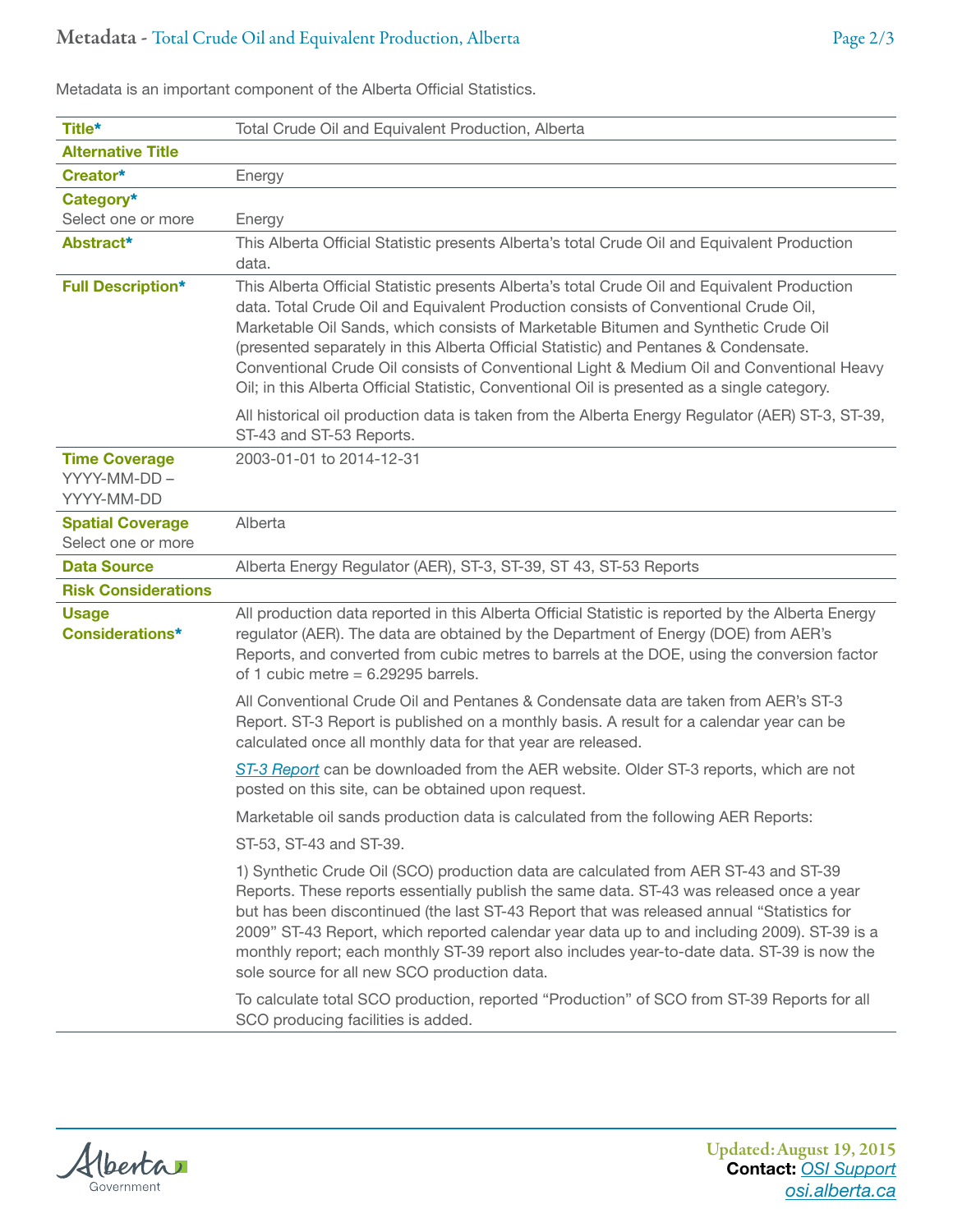Metadata is an important component of the Alberta Official Statistics.

| Field | Value |
| --- | --- |
| **Title*** | Total Crude Oil and Equivalent Production, Alberta |
| **Alternative Title** | |
| **Creator*** | Energy |
| **Category*** Select one or more | Energy |
| **Abstract*** | This Alberta Official Statistic presents Alberta's total Crude Oil and Equivalent Production data. |
| **Full Description*** | This Alberta Official Statistic presents Alberta's total Crude Oil and Equivalent Production data. Total Crude Oil and Equivalent Production consists of Conventional Crude Oil, Marketable Oil Sands, which consists of Marketable Bitumen and Synthetic Crude Oil (presented separately in this Alberta Official Statistic) and Pentanes & Condensate. Conventional Crude Oil consists of Conventional Light & Medium Oil and Conventional Heavy Oil; in this Alberta Official Statistic, Conventional Oil is presented as a single category.<br><br>All historical oil production data is taken from the Alberta Energy Regulator (AER) ST-3, ST-39, ST-43 and ST-53 Reports. |
| **Time Coverage** YYYY-MM-DD – YYYY-MM-DD | 2003-01-01 to 2014-12-31 |
| **Spatial Coverage** Select one or more | Alberta |
| **Data Source** | Alberta Energy Regulator (AER), ST-3, ST-39, ST 43, ST-53 Reports |
| **Risk Considerations** | |
| **Usage Considerations*** | All production data reported in this Alberta Official Statistic is reported by the Alberta Energy regulator (AER). The data are obtained by the Department of Energy (DOE) from AER's Reports, and converted from cubic metres to barrels at the DOE, using the conversion factor of 1 cubic metre = 6.29295 barrels.<br><br>All Conventional Crude Oil and Pentanes & Condensate data are taken from AER's ST-3 Report. ST-3 Report is published on a monthly basis. A result for a calendar year can be calculated once all monthly data for that year are released.<br><br>*ST-3 Report* can be downloaded from the AER website. Older ST-3 reports, which are not posted on this site, can be obtained upon request.<br><br>Marketable oil sands production data is calculated from the following AER Reports:<br><br>ST-53, ST-43 and ST-39.<br><br>1) Synthetic Crude Oil (SCO) production data are calculated from AER ST-43 and ST-39 Reports. These reports essentially publish the same data. ST-43 was released once a year but has been discontinued (the last ST-43 Report that was released annual "Statistics for 2009" ST-43 Report, which reported calendar year data up to and including 2009). ST-39 is a monthly report; each monthly ST-39 report also includes year-to-date data. ST-39 is now the sole source for all new SCO production data.<br><br>To calculate total SCO production, reported "Production" of SCO from ST-39 Reports for all SCO producing facilities is added. |

Updated: August 19, 2015
**Contact:** OSI Support
osi.alberta.ca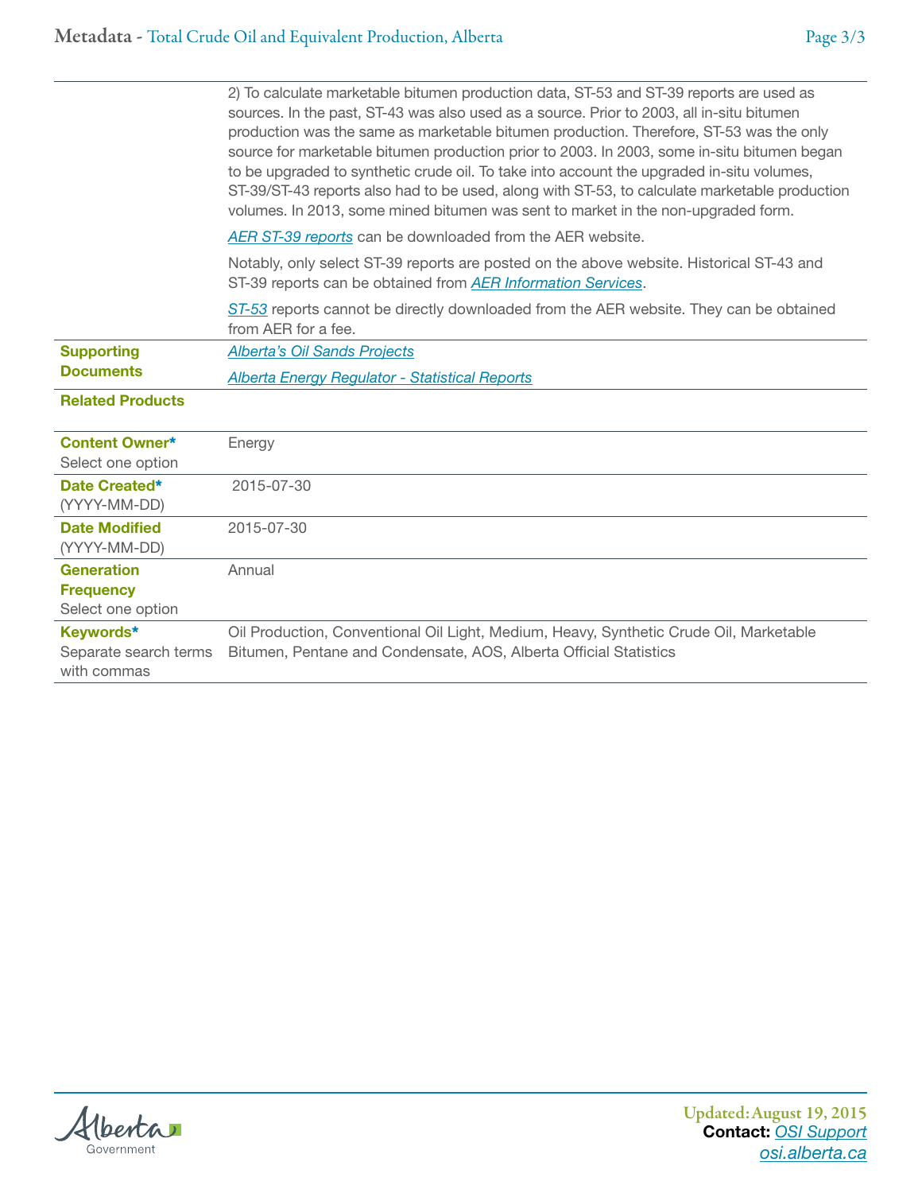| | |
|---|---|
| | 2) To calculate marketable bitumen production data, ST-53 and ST-39 reports are used as sources. In the past, ST-43 was also used as a source. Prior to 2003, all in-situ bitumen production was the same as marketable bitumen production. Therefore, ST-53 was the only source for marketable bitumen production prior to 2003. In 2003, some in-situ bitumen began to be upgraded to synthetic crude oil. To take into account the upgraded in-situ volumes, ST-39/ST-43 reports also had to be used, along with ST-53, to calculate marketable production volumes. In 2013, some mined bitumen was sent to market in the non-upgraded form.<br><br>*AER ST-39 reports* can be downloaded from the AER website.<br><br>Notably, only select ST-39 reports are posted on the above website. Historical ST-43 and ST-39 reports can be obtained from *AER Information Services*.<br><br>*ST-53* reports cannot be directly downloaded from the AER website. They can be obtained from AER for a fee. |
| **Supporting Documents** | *Alberta's Oil Sands Projects*<br><br>*Alberta Energy Regulator - Statistical Reports* |
| **Related Products** | |
| **Content Owner*** Select one option | Energy |
| **Date Created*** (YYYY-MM-DD) | 2015-07-30 |
| **Date Modified** (YYYY-MM-DD) | 2015-07-30 |
| **Generation Frequency** Select one option | Annual |
| **Keywords*** Separate search terms with commas | Oil Production, Conventional Oil Light, Medium, Heavy, Synthetic Crude Oil, Marketable Bitumen, Pentane and Condensate, AOS, Alberta Official Statistics |

Updated: August 19, 2015
**Contact:** *OSI Support*
*osi.alberta.ca*